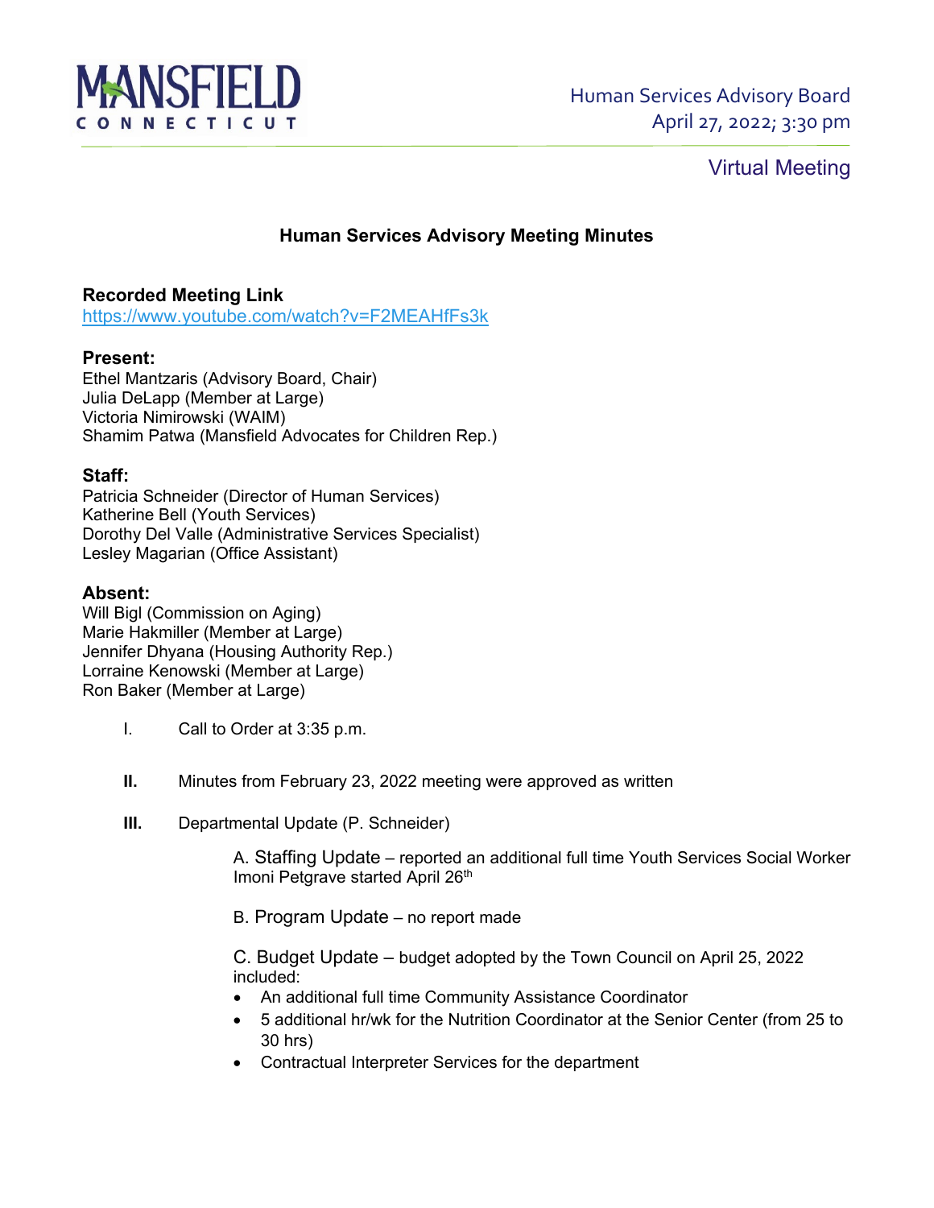MANSFIELD CONNECTICUT

Human Services Advisory Board
April 27, 2022; 3:30 pm

Virtual Meeting

## Human Services Advisory Meeting Minutes

**Recorded Meeting Link**
https://www.youtube.com/watch?v=F2MEAHfFs3k

**Present:**
Ethel Mantzaris (Advisory Board, Chair)
Julia DeLapp (Member at Large)
Victoria Nimirowski (WAIM)
Shamim Patwa (Mansfield Advocates for Children Rep.)

**Staff:**
Patricia Schneider (Director of Human Services)
Katherine Bell (Youth Services)
Dorothy Del Valle (Administrative Services Specialist)
Lesley Magarian (Office Assistant)

**Absent:**
Will Bigl (Commission on Aging)
Marie Hakmiller (Member at Large)
Jennifer Dhyana (Housing Authority Rep.)
Lorraine Kenowski (Member at Large)
Ron Baker (Member at Large)

I. Call to Order at 3:35 p.m.

**II.** Minutes from February 23, 2022 meeting were approved as written

**III.** Departmental Update (P. Schneider)

A. Staffing Update – reported an additional full time Youth Services Social Worker Imoni Petgrave started April 26th

B. Program Update – no report made

C. Budget Update – budget adopted by the Town Council on April 25, 2022 included:

- An additional full time Community Assistance Coordinator
- 5 additional hr/wk for the Nutrition Coordinator at the Senior Center (from 25 to 30 hrs)
- Contractual Interpreter Services for the department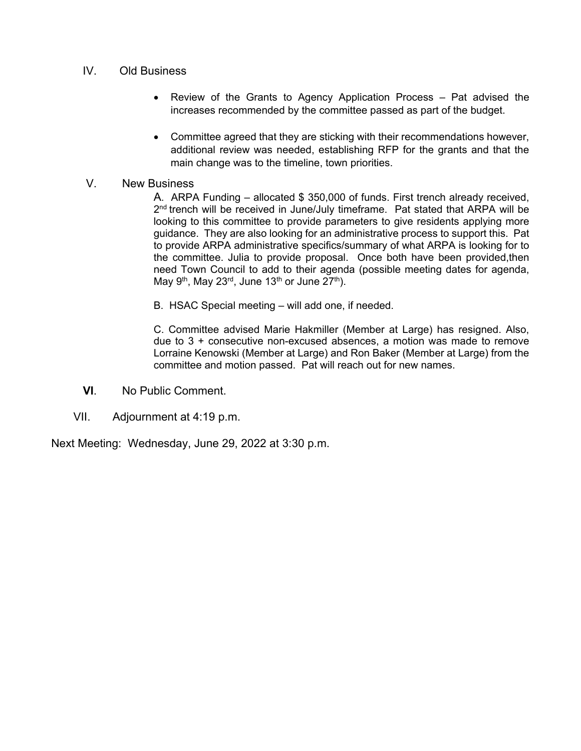IV. Old Business

- Review of the Grants to Agency Application Process – Pat advised the increases recommended by the committee passed as part of the budget.

- Committee agreed that they are sticking with their recommendations however, additional review was needed, establishing RFP for the grants and that the main change was to the timeline, town priorities.

V. New Business

A. ARPA Funding – allocated $ 350,000 of funds. First trench already received, 2nd trench will be received in June/July timeframe. Pat stated that ARPA will be looking to this committee to provide parameters to give residents applying more guidance. They are also looking for an administrative process to support this. Pat to provide ARPA administrative specifics/summary of what ARPA is looking for to the committee. Julia to provide proposal. Once both have been provided,then need Town Council to add to their agenda (possible meeting dates for agenda, May 9th, May 23rd, June 13th or June 27th).

B. HSAC Special meeting – will add one, if needed.

C. Committee advised Marie Hakmiller (Member at Large) has resigned. Also, due to 3 + consecutive non-excused absences, a motion was made to remove Lorraine Kenowski (Member at Large) and Ron Baker (Member at Large) from the committee and motion passed. Pat will reach out for new names.

**VI**. No Public Comment.

VII. Adjournment at 4:19 p.m.

Next Meeting: Wednesday, June 29, 2022 at 3:30 p.m.